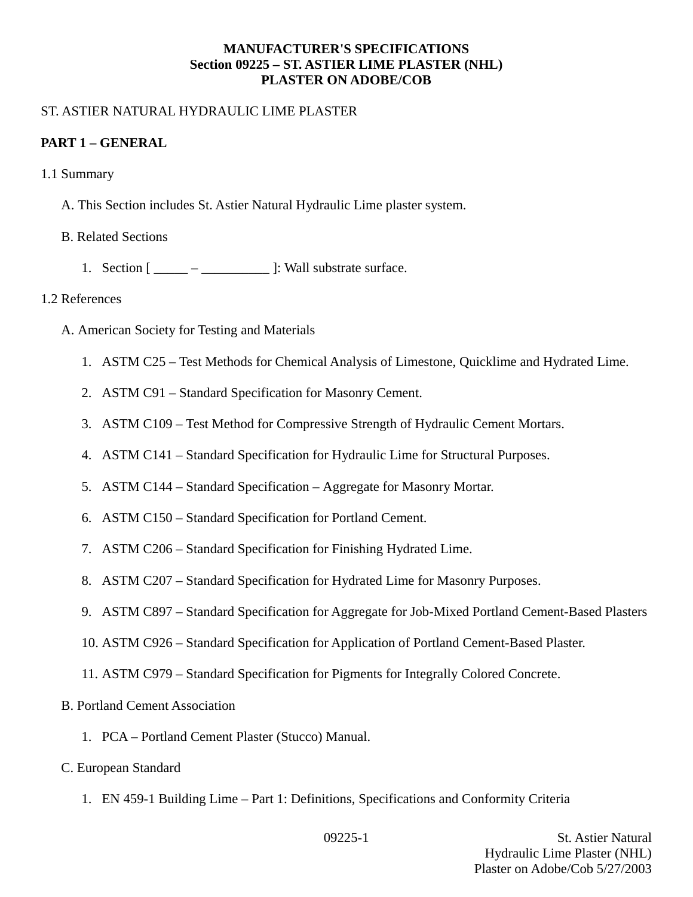**MANUFACTURER'S SPECIFICATIONS**
**Section 09225 – ST. ASTIER LIME PLASTER (NHL)**
**PLASTER ON ADOBE/COB**

ST. ASTIER NATURAL HYDRAULIC LIME PLASTER

**PART 1 – GENERAL**

1.1 Summary

A. This Section includes St. Astier Natural Hydraulic Lime plaster system.

B. Related Sections

1. Section [ _____ – __________ ]: Wall substrate surface.

1.2 References

A. American Society for Testing and Materials

1. ASTM C25 – Test Methods for Chemical Analysis of Limestone, Quicklime and Hydrated Lime.
2. ASTM C91 – Standard Specification for Masonry Cement.
3. ASTM C109 – Test Method for Compressive Strength of Hydraulic Cement Mortars.
4. ASTM C141 – Standard Specification for Hydraulic Lime for Structural Purposes.
5. ASTM C144 – Standard Specification – Aggregate for Masonry Mortar.
6. ASTM C150 – Standard Specification for Portland Cement.
7. ASTM C206 – Standard Specification for Finishing Hydrated Lime.
8. ASTM C207 – Standard Specification for Hydrated Lime for Masonry Purposes.
9. ASTM C897 – Standard Specification for Aggregate for Job-Mixed Portland Cement-Based Plasters
10. ASTM C926 – Standard Specification for Application of Portland Cement-Based Plaster.
11. ASTM C979 – Standard Specification for Pigments for Integrally Colored Concrete.

B. Portland Cement Association

1. PCA – Portland Cement Plaster (Stucco) Manual.

C. European Standard

1. EN 459-1 Building Lime – Part 1: Definitions, Specifications and Conformity Criteria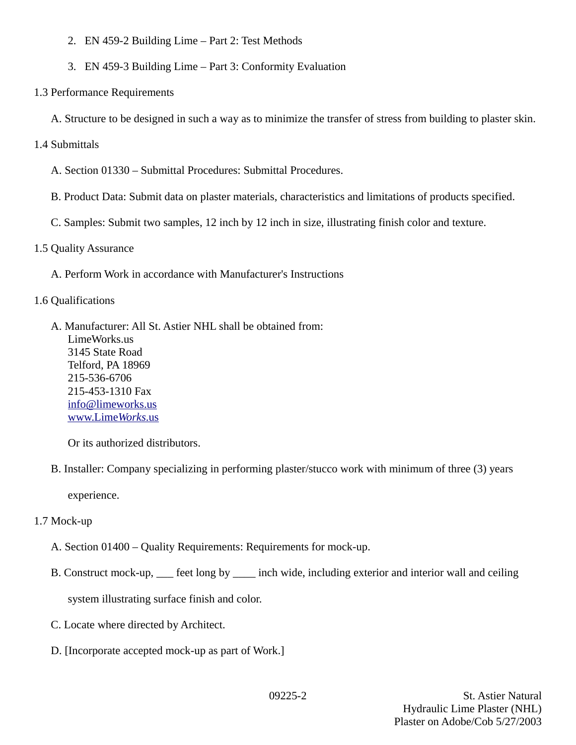2. EN 459-2 Building Lime – Part 2: Test Methods
3. EN 459-3 Building Lime – Part 3: Conformity Evaluation

1.3 Performance Requirements

A. Structure to be designed in such a way as to minimize the transfer of stress from building to plaster skin.

1.4 Submittals

A. Section 01330 – Submittal Procedures: Submittal Procedures.

B. Product Data: Submit data on plaster materials, characteristics and limitations of products specified.

C. Samples: Submit two samples, 12 inch by 12 inch in size, illustrating finish color and texture.

1.5 Quality Assurance

A. Perform Work in accordance with Manufacturer's Instructions

1.6 Qualifications

A. Manufacturer: All St. Astier NHL shall be obtained from:
LimeWorks.us
3145 State Road
Telford, PA 18969
215-536-6706
215-453-1310 Fax
[info@limeworks.us](mailto:info@limeworks.us)
[www.Lime*Works*.us](http://www.LimeWorks.us)

Or its authorized distributors.

B. Installer: Company specializing in performing plaster/stucco work with minimum of three (3) years experience.

1.7 Mock-up

A. Section 01400 – Quality Requirements: Requirements for mock-up.

B. Construct mock-up, ___ feet long by ____ inch wide, including exterior and interior wall and ceiling system illustrating surface finish and color.

C. Locate where directed by Architect.

D. [Incorporate accepted mock-up as part of Work.]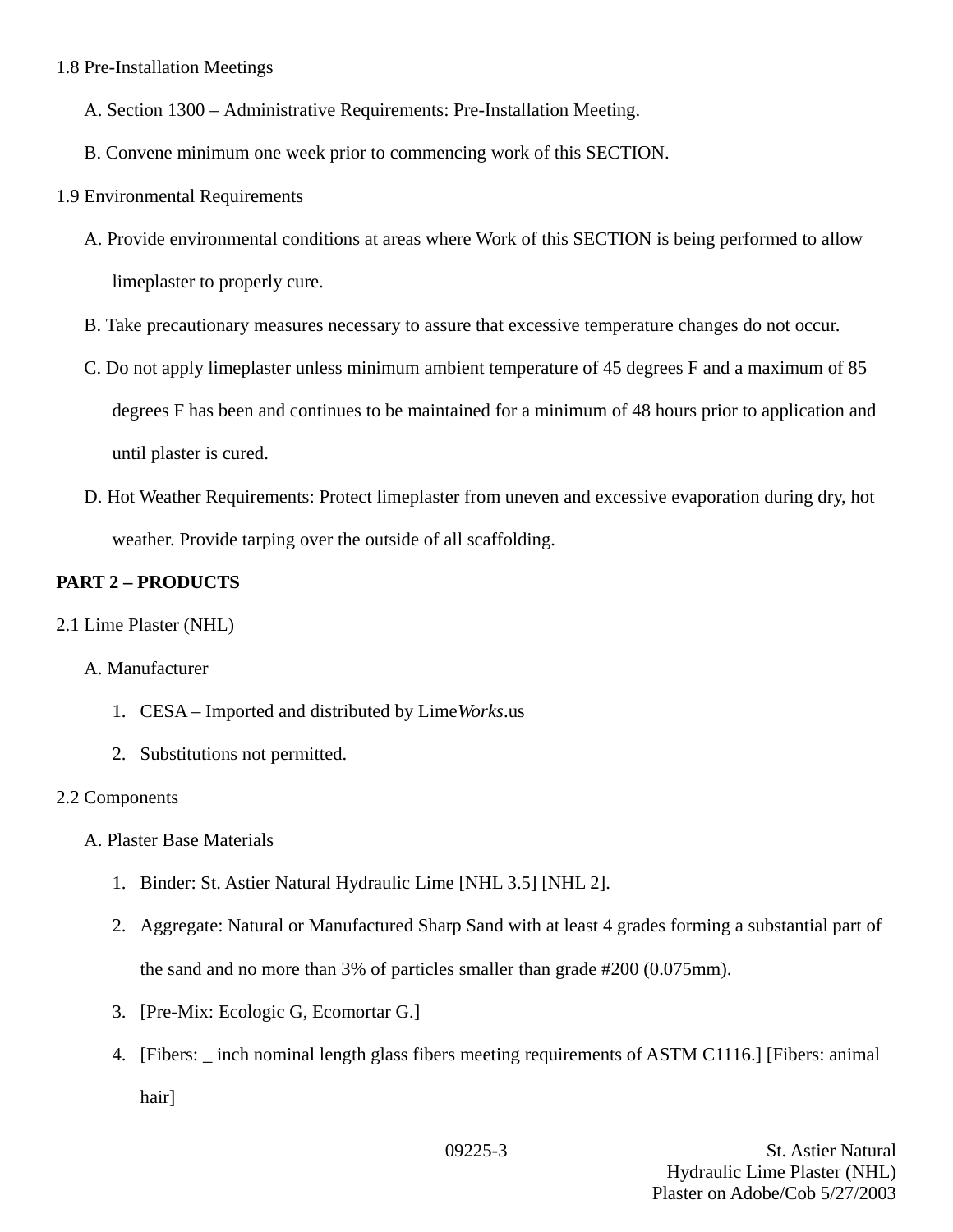1.8 Pre-Installation Meetings

A. Section 1300 – Administrative Requirements: Pre-Installation Meeting.

B. Convene minimum one week prior to commencing work of this SECTION.

1.9 Environmental Requirements

A. Provide environmental conditions at areas where Work of this SECTION is being performed to allow limeplaster to properly cure.

B. Take precautionary measures necessary to assure that excessive temperature changes do not occur.

C. Do not apply limeplaster unless minimum ambient temperature of 45 degrees F and a maximum of 85 degrees F has been and continues to be maintained for a minimum of 48 hours prior to application and until plaster is cured.

D. Hot Weather Requirements: Protect limeplaster from uneven and excessive evaporation during dry, hot weather. Provide tarping over the outside of all scaffolding.

**PART 2 – PRODUCTS**

2.1 Lime Plaster (NHL)

A. Manufacturer

1. CESA – Imported and distributed by Lime*Works*.us
2. Substitutions not permitted.

2.2 Components

A. Plaster Base Materials

1. Binder: St. Astier Natural Hydraulic Lime [NHL 3.5] [NHL 2].
2. Aggregate: Natural or Manufactured Sharp Sand with at least 4 grades forming a substantial part of the sand and no more than 3% of particles smaller than grade #200 (0.075mm).
3. [Pre-Mix: Ecologic G, Ecomortar G.]
4. [Fibers: _ inch nominal length glass fibers meeting requirements of ASTM C1116.] [Fibers: animal hair]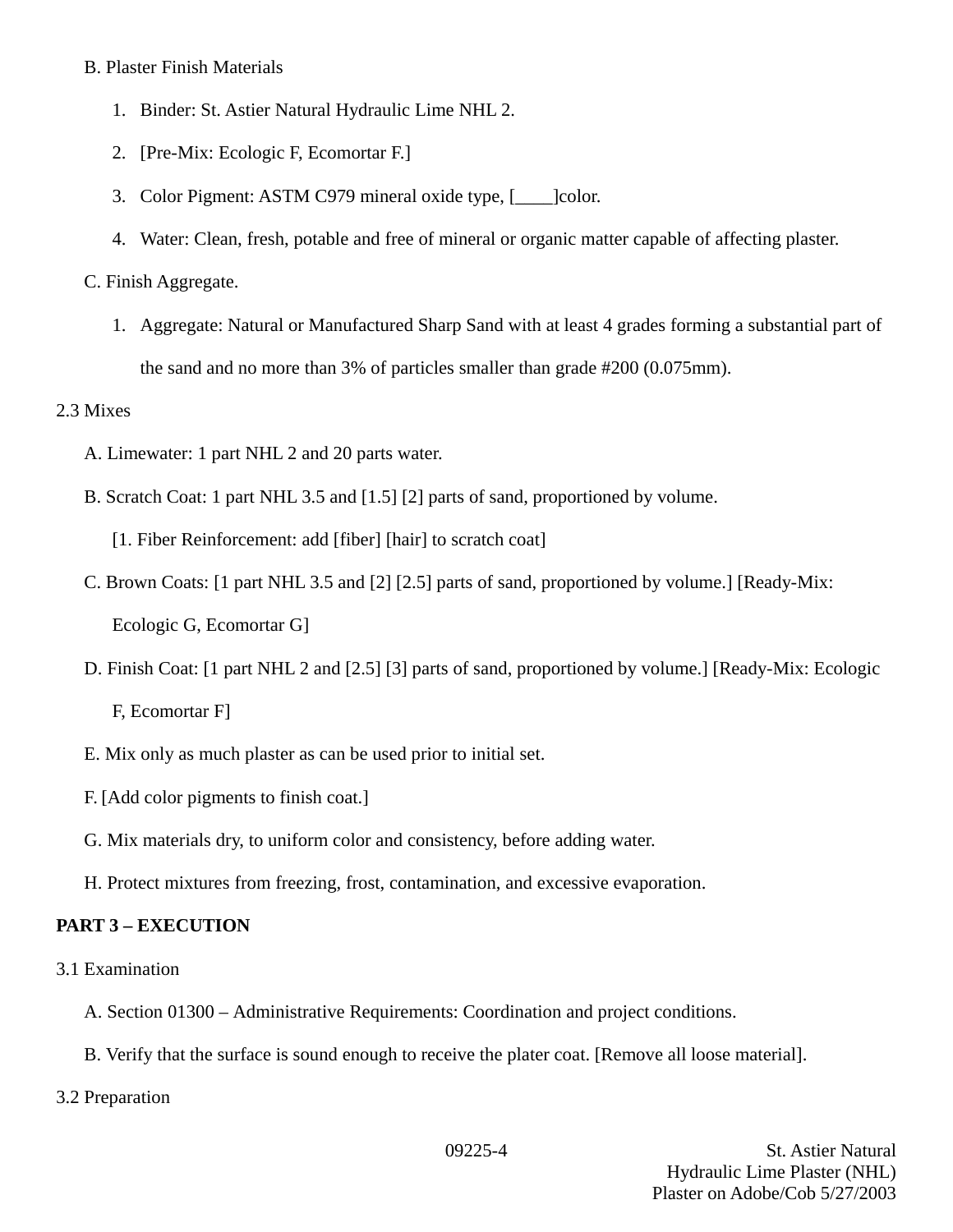B. Plaster Finish Materials

1. Binder: St. Astier Natural Hydraulic Lime NHL 2.
2. [Pre-Mix: Ecologic F, Ecomortar F.]
3. Color Pigment: ASTM C979 mineral oxide type, [____]color.
4. Water: Clean, fresh, potable and free of mineral or organic matter capable of affecting plaster.

C. Finish Aggregate.

1. Aggregate: Natural or Manufactured Sharp Sand with at least 4 grades forming a substantial part of the sand and no more than 3% of particles smaller than grade #200 (0.075mm).

2.3 Mixes

A. Limewater: 1 part NHL 2 and 20 parts water.

B. Scratch Coat: 1 part NHL 3.5 and [1.5] [2] parts of sand, proportioned by volume.

[1. Fiber Reinforcement: add [fiber] [hair] to scratch coat]

C. Brown Coats: [1 part NHL 3.5 and [2] [2.5] parts of sand, proportioned by volume.] [Ready-Mix: Ecologic G, Ecomortar G]

D. Finish Coat: [1 part NHL 2 and [2.5] [3] parts of sand, proportioned by volume.] [Ready-Mix: Ecologic F, Ecomortar F]

E. Mix only as much plaster as can be used prior to initial set.

F. [Add color pigments to finish coat.]

G. Mix materials dry, to uniform color and consistency, before adding water.

H. Protect mixtures from freezing, frost, contamination, and excessive evaporation.

**PART 3 – EXECUTION**

3.1 Examination

A. Section 01300 – Administrative Requirements: Coordination and project conditions.

B. Verify that the surface is sound enough to receive the plater coat. [Remove all loose material].

3.2 Preparation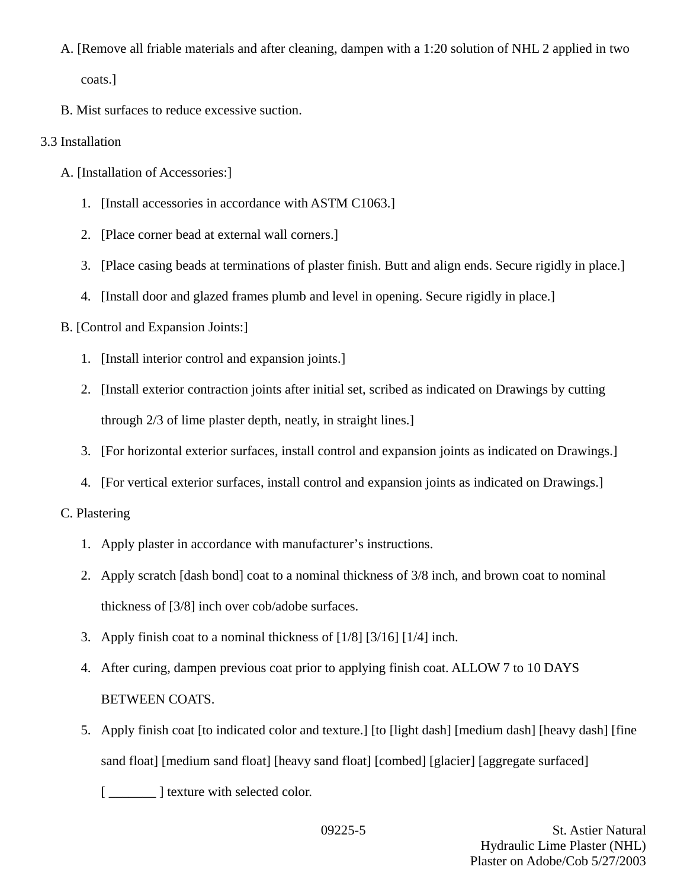A. [Remove all friable materials and after cleaning, dampen with a 1:20 solution of NHL 2 applied in two coats.]

B. Mist surfaces to reduce excessive suction.

3.3 Installation

A. [Installation of Accessories:]

1. [Install accessories in accordance with ASTM C1063.]
2. [Place corner bead at external wall corners.]
3. [Place casing beads at terminations of plaster finish. Butt and align ends. Secure rigidly in place.]
4. [Install door and glazed frames plumb and level in opening. Secure rigidly in place.]

B. [Control and Expansion Joints:]

1. [Install interior control and expansion joints.]
2. [Install exterior contraction joints after initial set, scribed as indicated on Drawings by cutting through 2/3 of lime plaster depth, neatly, in straight lines.]
3. [For horizontal exterior surfaces, install control and expansion joints as indicated on Drawings.]
4. [For vertical exterior surfaces, install control and expansion joints as indicated on Drawings.]

C. Plastering

1. Apply plaster in accordance with manufacturer's instructions.
2. Apply scratch [dash bond] coat to a nominal thickness of 3/8 inch, and brown coat to nominal thickness of [3/8] inch over cob/adobe surfaces.
3. Apply finish coat to a nominal thickness of [1/8] [3/16] [1/4] inch.
4. After curing, dampen previous coat prior to applying finish coat. ALLOW 7 to 10 DAYS BETWEEN COATS.
5. Apply finish coat [to indicated color and texture.] [to [light dash] [medium dash] [heavy dash] [fine sand float] [medium sand float] [heavy sand float] [combed] [glacier] [aggregate surfaced] [ _______ ] texture with selected color.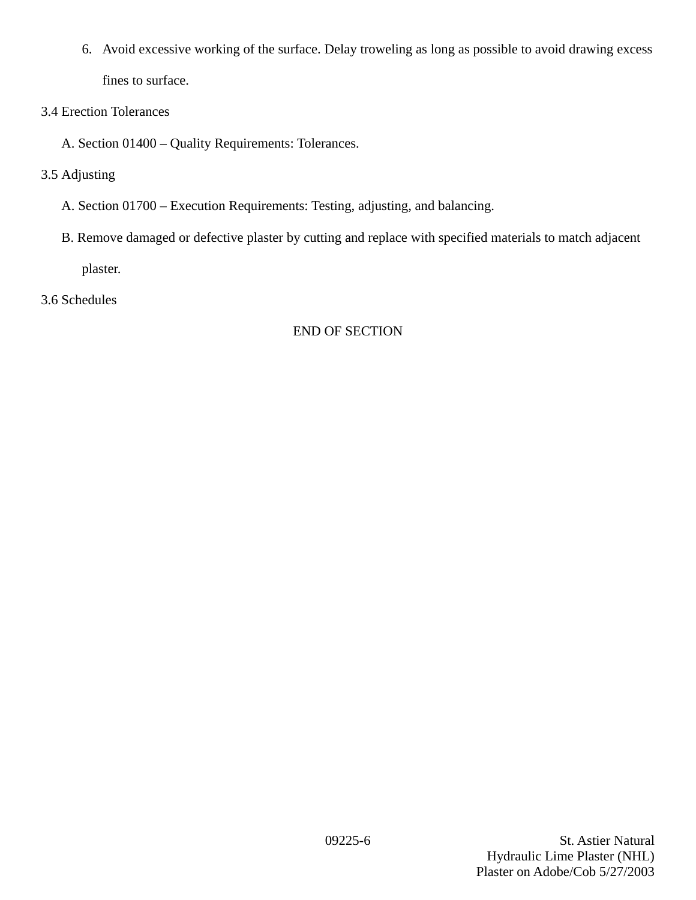6. Avoid excessive working of the surface. Delay troweling as long as possible to avoid drawing excess fines to surface.

3.4 Erection Tolerances

A. Section 01400 – Quality Requirements: Tolerances.

3.5 Adjusting

A. Section 01700 – Execution Requirements: Testing, adjusting, and balancing.

B. Remove damaged or defective plaster by cutting and replace with specified materials to match adjacent plaster.

3.6 Schedules

END OF SECTION